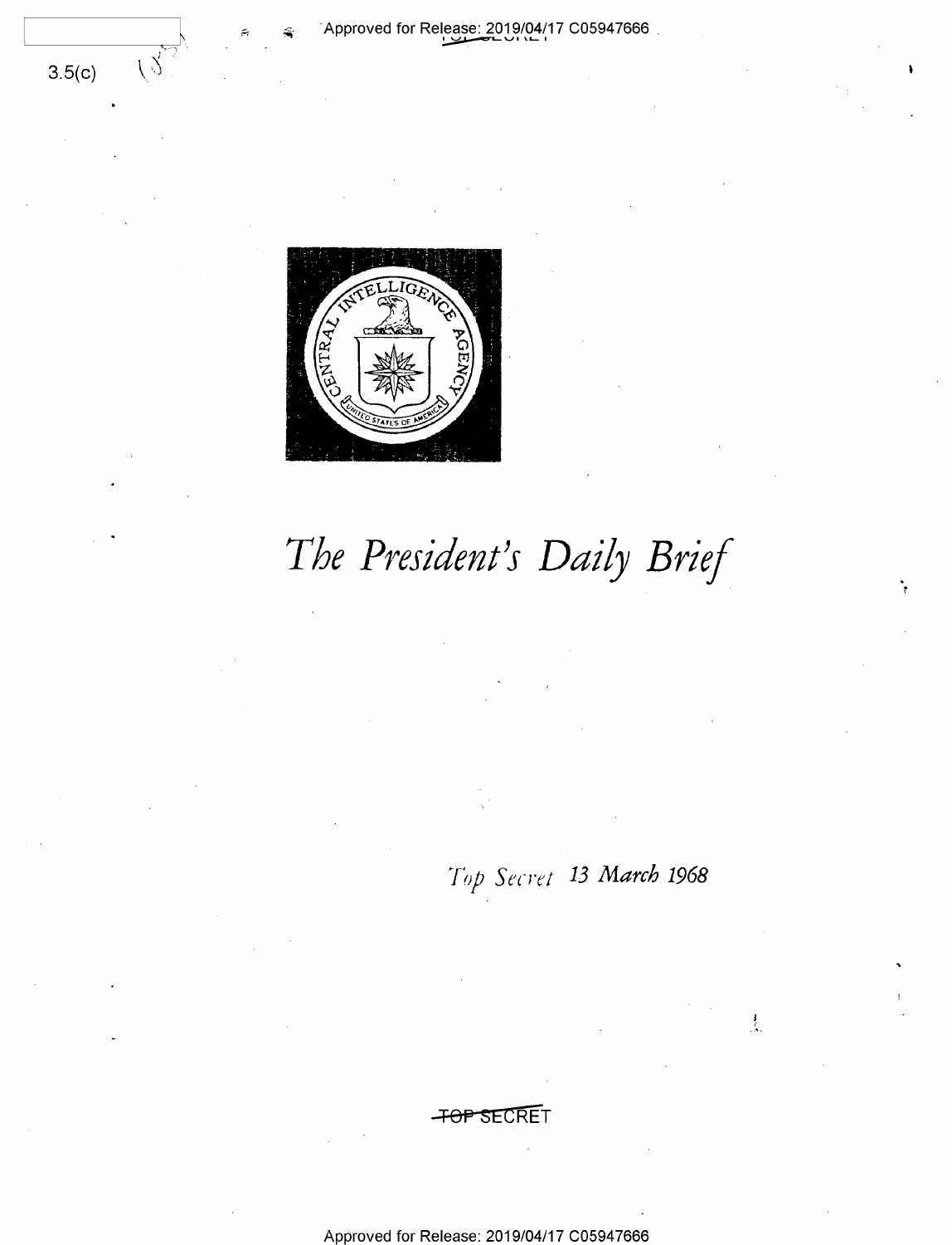3.5(c)

# The President's Daily Brief

*Top Secret* 13 March 1968

TOP SECRET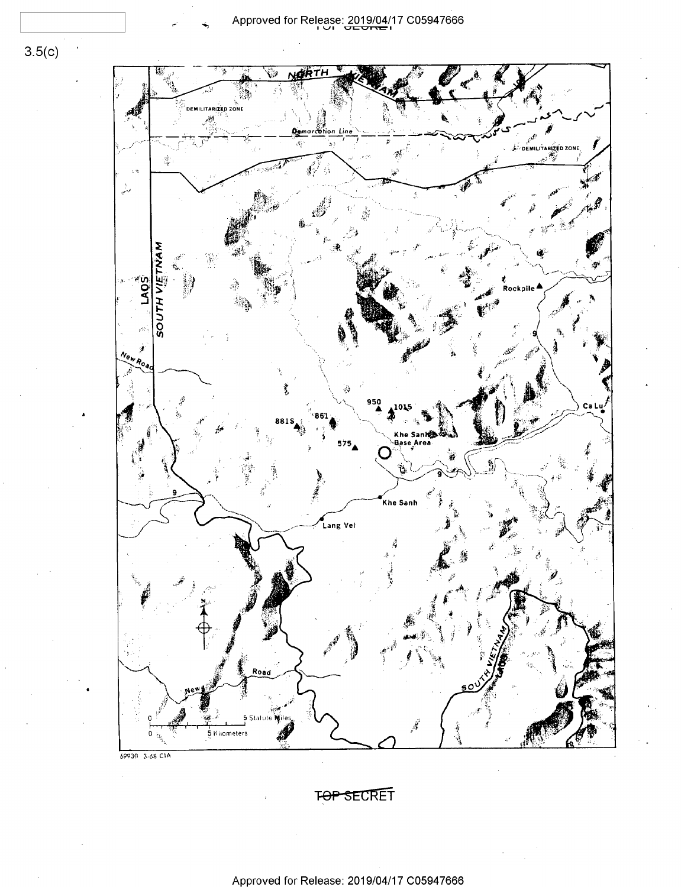3.5(c)

NORTH VIETNAM

DEMILITARIZED ZONE

Demarcation Line

DEMILITARIZED ZONE

LAOS

SOUTH VIETNAM

Rockpile

9

New Road

950

1015

Ca Lu

881S

861

Khe Sanh Base Area

575

9

9

Khe Sanh

Lang Vei

N

New Road

SOUTH VIETNAM

LAOS

0 5 Statute Miles

0 5 Kilometers

69930 3-68 CIA

TOP SECRET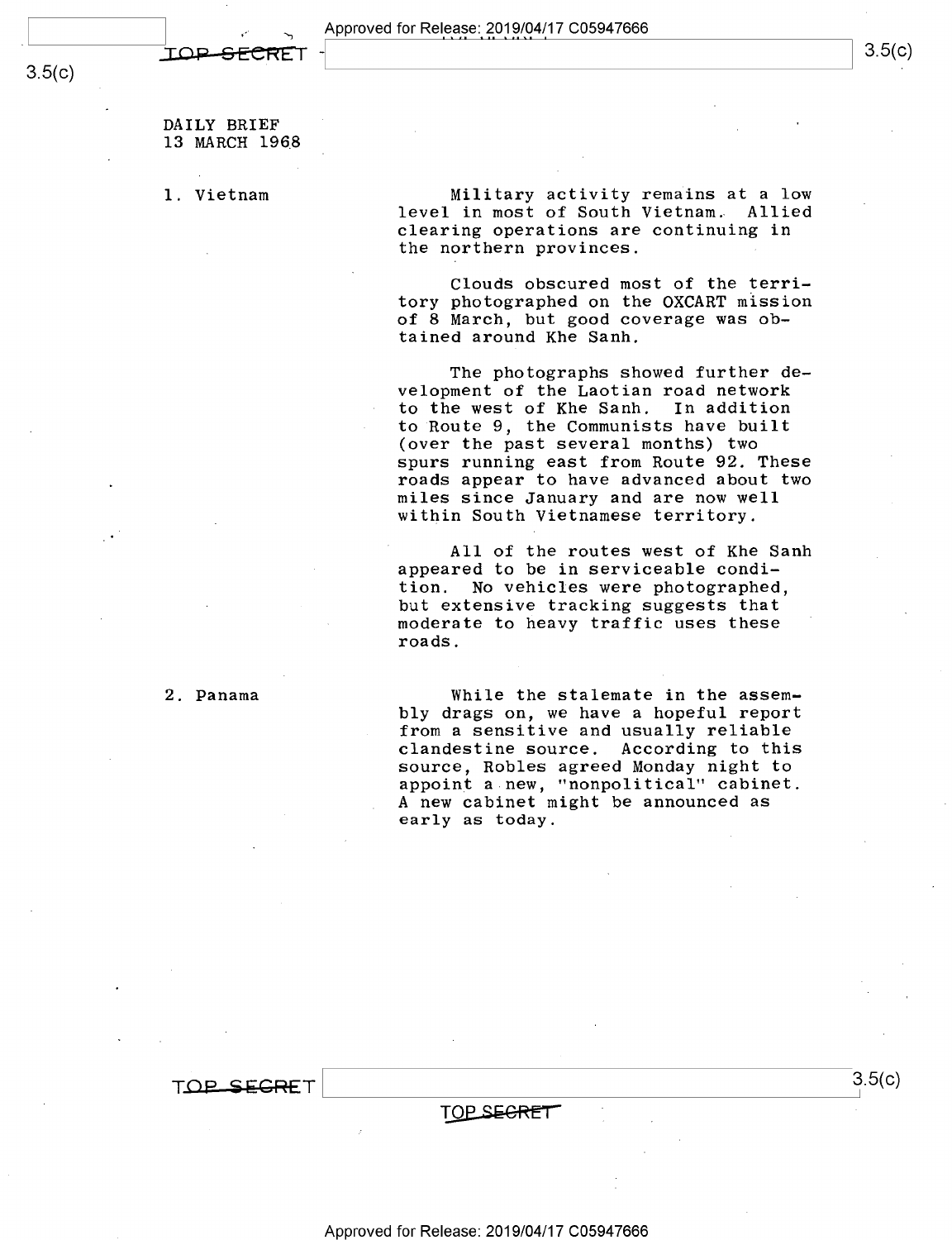DAILY BRIEF
13 MARCH 1968

1. Vietnam

Military activity remains at a low level in most of South Vietnam. Allied clearing operations are continuing in the northern provinces.

Clouds obscured most of the territory photographed on the OXCART mission of 8 March, but good coverage was obtained around Khe Sanh.

The photographs showed further development of the Laotian road network to the west of Khe Sanh. In addition to Route 9, the Communists have built (over the past several months) two spurs running east from Route 92. These roads appear to have advanced about two miles since January and are now well within South Vietnamese territory.

All of the routes west of Khe Sanh appeared to be in serviceable condition. No vehicles were photographed, but extensive tracking suggests that moderate to heavy traffic uses these roads.

2. Panama

While the stalemate in the assembly drags on, we have a hopeful report from a sensitive and usually reliable clandestine source. According to this source, Robles agreed Monday night to appoint a new, "nonpolitical" cabinet. A new cabinet might be announced as early as today.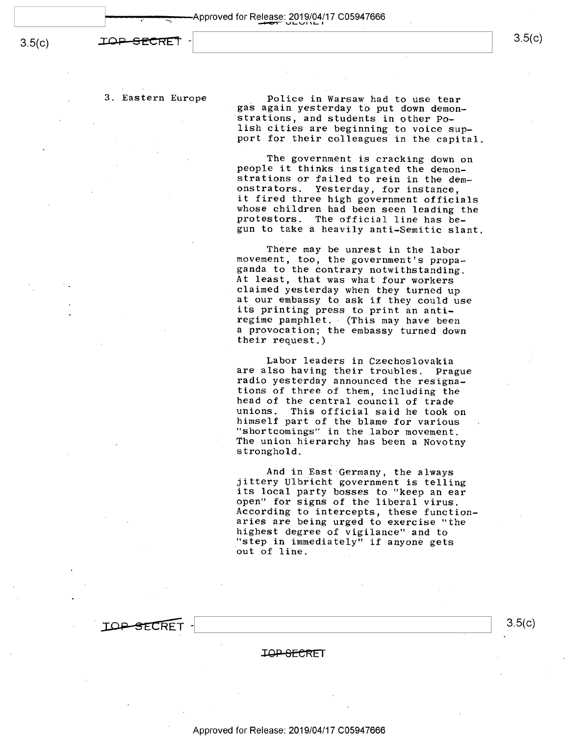## 3. Eastern Europe

Police in Warsaw had to use tear gas again yesterday to put down demonstrations, and students in other Polish cities are beginning to voice support for their colleagues in the capital.

The government is cracking down on people it thinks instigated the demonstrations or failed to rein in the demonstrators. Yesterday, for instance, it fired three high government officials whose children had been seen leading the protestors. The official line has begun to take a heavily anti-Semitic slant.

There may be unrest in the labor movement, too, the government's propaganda to the contrary notwithstanding. At least, that was what four workers claimed yesterday when they turned up at our embassy to ask if they could use its printing press to print an anti-regime pamphlet. (This may have been a provocation; the embassy turned down their request.)

Labor leaders in Czechoslovakia are also having their troubles. Prague radio yesterday announced the resignations of three of them, including the head of the central council of trade unions. This official said he took on himself part of the blame for various "shortcomings" in the labor movement. The union hierarchy has been a Novotny stronghold.

And in East Germany, the always jittery Ulbricht government is telling its local party bosses to "keep an ear open" for signs of the liberal virus. According to intercepts, these functionaries are being urged to exercise "the highest degree of vigilance" and to "step in immediately" if anyone gets out of line.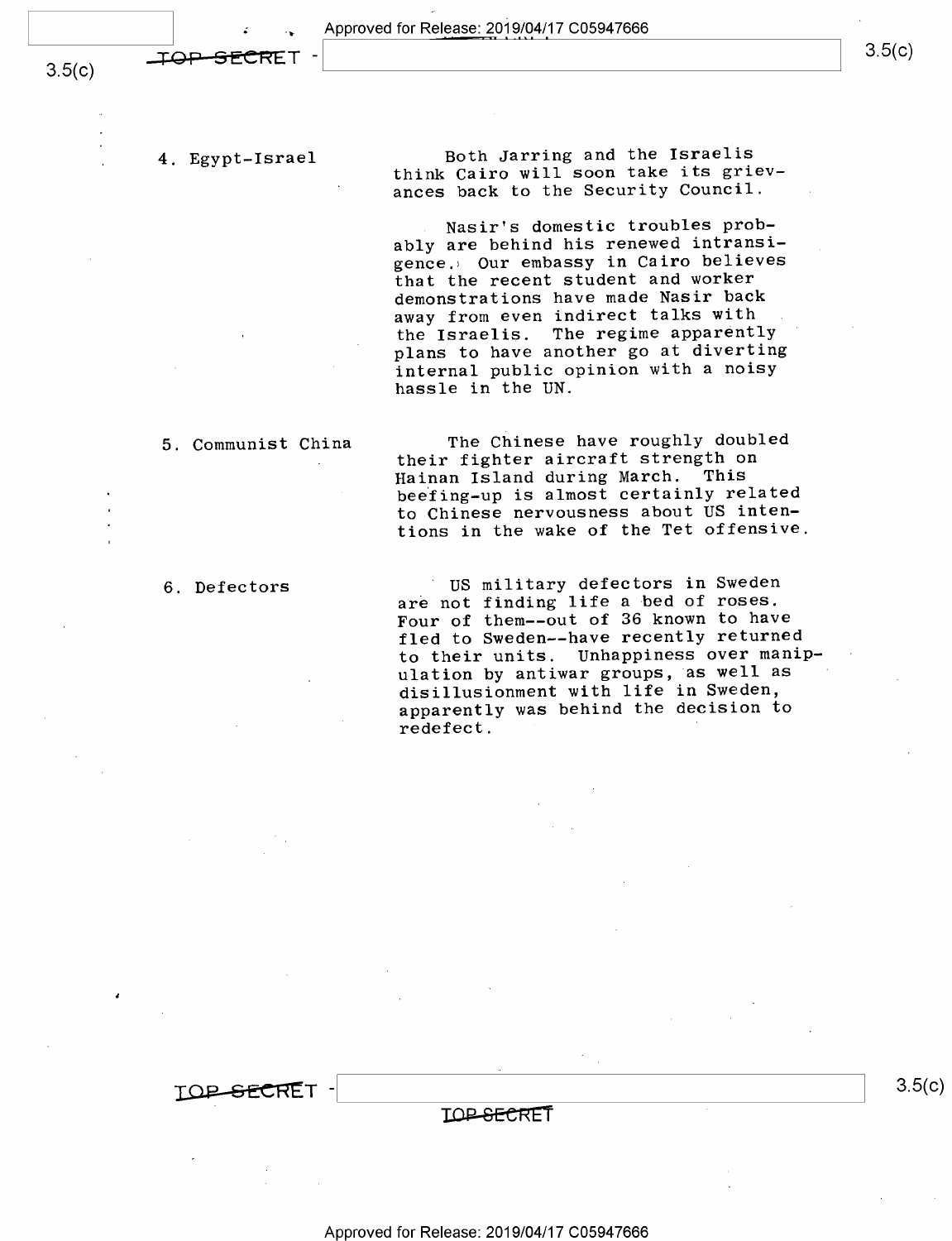4. Egypt-Israel

Both Jarring and the Israelis think Cairo will soon take its grievances back to the Security Council.

Nasir's domestic troubles probably are behind his renewed intransigence. Our embassy in Cairo believes that the recent student and worker demonstrations have made Nasir back away from even indirect talks with the Israelis. The regime apparently plans to have another go at diverting internal public opinion with a noisy hassle in the UN.

5. Communist China

The Chinese have roughly doubled their fighter aircraft strength on Hainan Island during March. This beefing-up is almost certainly related to Chinese nervousness about US intentions in the wake of the Tet offensive.

6. Defectors

US military defectors in Sweden are not finding life a bed of roses. Four of them--out of 36 known to have fled to Sweden--have recently returned to their units. Unhappiness over manipulation by antiwar groups, as well as disillusionment with life in Sweden, apparently was behind the decision to redefect.